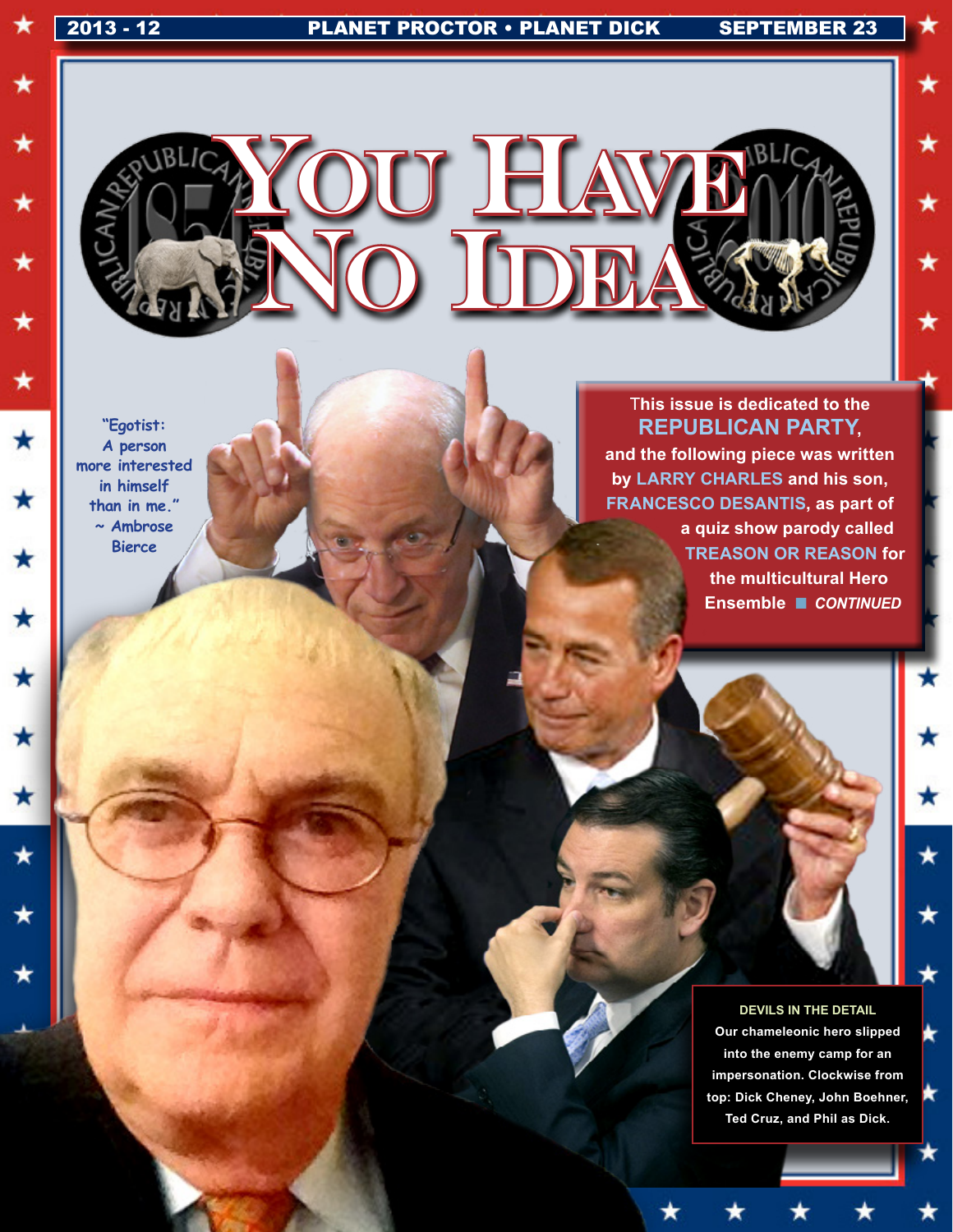# You Have No Idea

"Egotist: A person more interested in himself than in me."
~ Ambrose Bierce

This issue is dedicated to the **REPUBLICAN PARTY**, and the following piece was written by **LARRY CHARLES** and his son, **FRANCESCO DESANTIS**, as part of a quiz show parody called **TREASON OR REASON** for the multicultural Hero Ensemble ■ *CONTINUED*

**DEVILS IN THE DETAIL**
Our chameleonic hero slipped into the enemy camp for an impersonation. Clockwise from top: Dick Cheney, John Boehner, Ted Cruz, and Phil as Dick.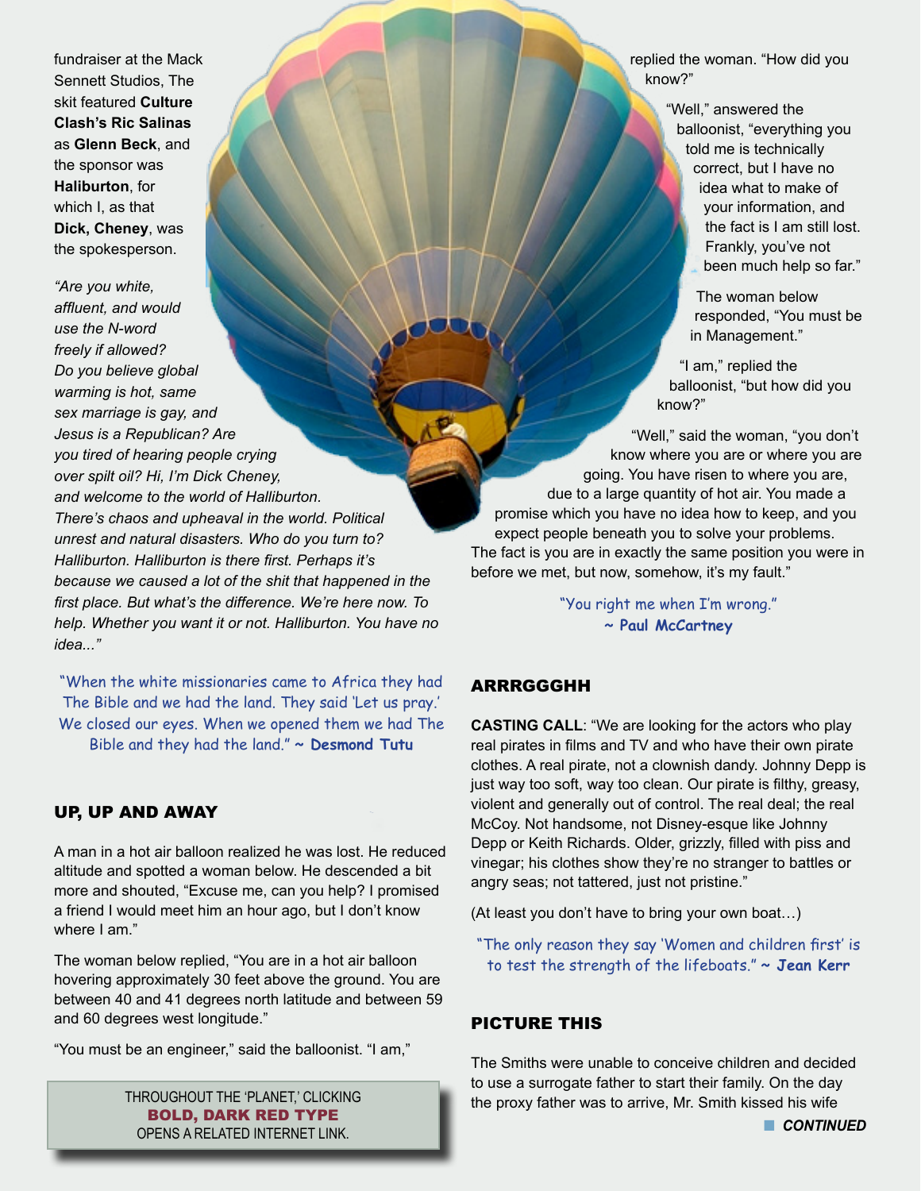fundraiser at the Mack Sennett Studios, The skit featured **Culture Clash's Ric Salinas** as **Glenn Beck**, and the sponsor was **Haliburton**, for which I, as that **Dick, Cheney**, was the spokesperson.

*"Are you white, affluent, and would use the N-word freely if allowed? Do you believe global warming is hot, same sex marriage is gay, and Jesus is a Republican? Are you tired of hearing people crying over spilt oil? Hi, I'm Dick Cheney, and welcome to the world of Halliburton. There's chaos and upheaval in the world. Political unrest and natural disasters. Who do you turn to? Halliburton. Halliburton is there first. Perhaps it's because we caused a lot of the shit that happened in the first place. But what's the difference. We're here now. To help. Whether you want it or not. Halliburton. You have no idea..."*

"When the white missionaries came to Africa they had The Bible and we had the land. They said 'Let us pray.' We closed our eyes. When we opened them we had The Bible and they had the land." ~ **Desmond Tutu**

## UP, UP AND AWAY

A man in a hot air balloon realized he was lost. He reduced altitude and spotted a woman below. He descended a bit more and shouted, "Excuse me, can you help? I promised a friend I would meet him an hour ago, but I don't know where I am."

The woman below replied, "You are in a hot air balloon hovering approximately 30 feet above the ground. You are between 40 and 41 degrees north latitude and between 59 and 60 degrees west longitude."

"You must be an engineer," said the balloonist. "I am," replied the woman. "How did you know?"

"Well," answered the balloonist, "everything you told me is technically correct, but I have no idea what to make of your information, and the fact is I am still lost. Frankly, you've not been much help so far."

The woman below responded, "You must be in Management."

"I am," replied the balloonist, "but how did you know?"

"Well," said the woman, "you don't know where you are or where you are going. You have risen to where you are, due to a large quantity of hot air. You made a promise which you have no idea how to keep, and you expect people beneath you to solve your problems. The fact is you are in exactly the same position you were in before we met, but now, somehow, it's my fault."

"You right me when I'm wrong." ~ **Paul McCartney**

THROUGHOUT THE 'PLANET,' CLICKING **BOLD, DARK RED TYPE** OPENS A RELATED INTERNET LINK.

## ARRRGGGHH

**CASTING CALL**: "We are looking for the actors who play real pirates in films and TV and who have their own pirate clothes. A real pirate, not a clownish dandy. Johnny Depp is just way too soft, way too clean. Our pirate is filthy, greasy, violent and generally out of control. The real deal; the real McCoy. Not handsome, not Disney-esque like Johnny Depp or Keith Richards. Older, grizzly, filled with piss and vinegar; his clothes show they're no stranger to battles or angry seas; not tattered, just not pristine."

(At least you don't have to bring your own boat…)

"The only reason they say 'Women and children first' is to test the strength of the lifeboats." ~ **Jean Kerr**

## PICTURE THIS

The Smiths were unable to conceive children and decided to use a surrogate father to start their family. On the day the proxy father was to arrive, Mr. Smith kissed his wife

***CONTINUED***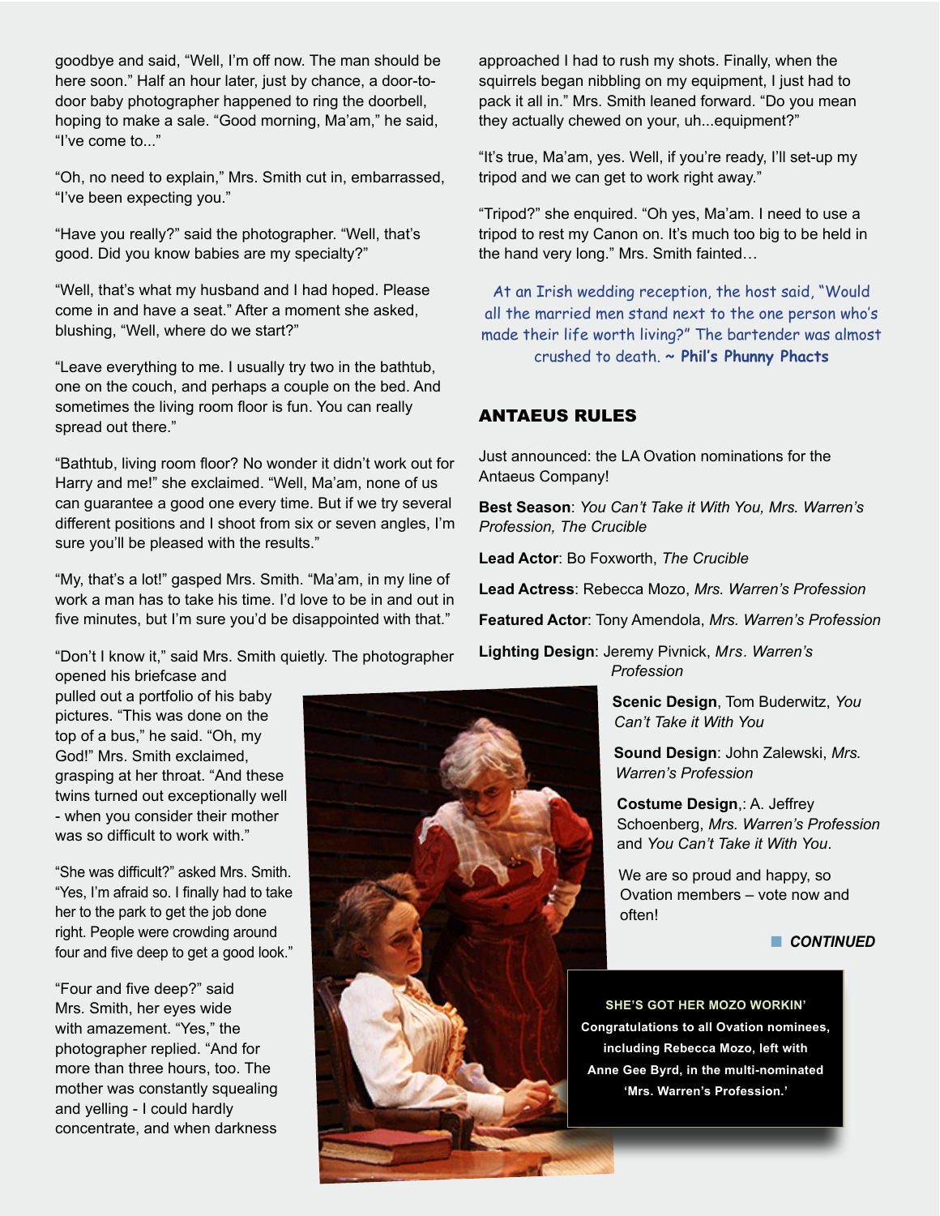goodbye and said, "Well, I'm off now. The man should be here soon." Half an hour later, just by chance, a door-to-door baby photographer happened to ring the doorbell, hoping to make a sale. "Good morning, Ma'am," he said, "I've come to..."

"Oh, no need to explain," Mrs. Smith cut in, embarrassed, "I've been expecting you."

"Have you really?" said the photographer. "Well, that's good. Did you know babies are my specialty?"

"Well, that's what my husband and I had hoped. Please come in and have a seat." After a moment she asked, blushing, "Well, where do we start?"

"Leave everything to me. I usually try two in the bathtub, one on the couch, and perhaps a couple on the bed. And sometimes the living room floor is fun. You can really spread out there."

"Bathtub, living room floor? No wonder it didn't work out for Harry and me!" she exclaimed. "Well, Ma'am, none of us can guarantee a good one every time. But if we try several different positions and I shoot from six or seven angles, I'm sure you'll be pleased with the results."

"My, that's a lot!" gasped Mrs. Smith. "Ma'am, in my line of work a man has to take his time. I'd love to be in and out in five minutes, but I'm sure you'd be disappointed with that."

"Don't I know it," said Mrs. Smith quietly. The photographer opened his briefcase and pulled out a portfolio of his baby pictures. "This was done on the top of a bus," he said. "Oh, my God!" Mrs. Smith exclaimed, grasping at her throat. "And these twins turned out exceptionally well - when you consider their mother was so difficult to work with."

"She was difficult?" asked Mrs. Smith. "Yes, I'm afraid so. I finally had to take her to the park to get the job done right. People were crowding around four and five deep to get a good look."

"Four and five deep?" said Mrs. Smith, her eyes wide with amazement. "Yes," the photographer replied. "And for more than three hours, too. The mother was constantly squealing and yelling - I could hardly concentrate, and when darkness approached I had to rush my shots. Finally, when the squirrels began nibbling on my equipment, I just had to pack it all in." Mrs. Smith leaned forward. "Do you mean they actually chewed on your, uh...equipment?"

"It's true, Ma'am, yes. Well, if you're ready, I'll set-up my tripod and we can get to work right away."

"Tripod?" she enquired. "Oh yes, Ma'am. I need to use a tripod to rest my Canon on. It's much too big to be held in the hand very long." Mrs. Smith fainted…

At an Irish wedding reception, the host said, "Would all the married men stand next to the one person who's made their life worth living?" The bartender was almost crushed to death. ~ **Phil's Phunny Phacts**

## ANTAEUS RULES

Just announced: the LA Ovation nominations for the Antaeus Company!

**Best Season**: *You Can't Take it With You, Mrs. Warren's Profession, The Crucible*

**Lead Actor**: Bo Foxworth, *The Crucible*

**Lead Actress**: Rebecca Mozo, *Mrs. Warren's Profession*

**Featured Actor**: Tony Amendola, *Mrs. Warren's Profession*

**Lighting Design**: Jeremy Pivnick, *Mrs. Warren's Profession*

**Scenic Design**, Tom Buderwitz, *You Can't Take it With You*

**Sound Design**: John Zalewski, *Mrs. Warren's Profession*

**Costume Design**,: A. Jeffrey Schoenberg, *Mrs. Warren's Profession* and *You Can't Take it With You*.

We are so proud and happy, so Ovation members – vote now and often!

***CONTINUED***

**SHE'S GOT HER MOZO WORKIN'**
**Congratulations to all Ovation nominees, including Rebecca Mozo, left with Anne Gee Byrd, in the multi-nominated 'Mrs. Warren's Profession.'**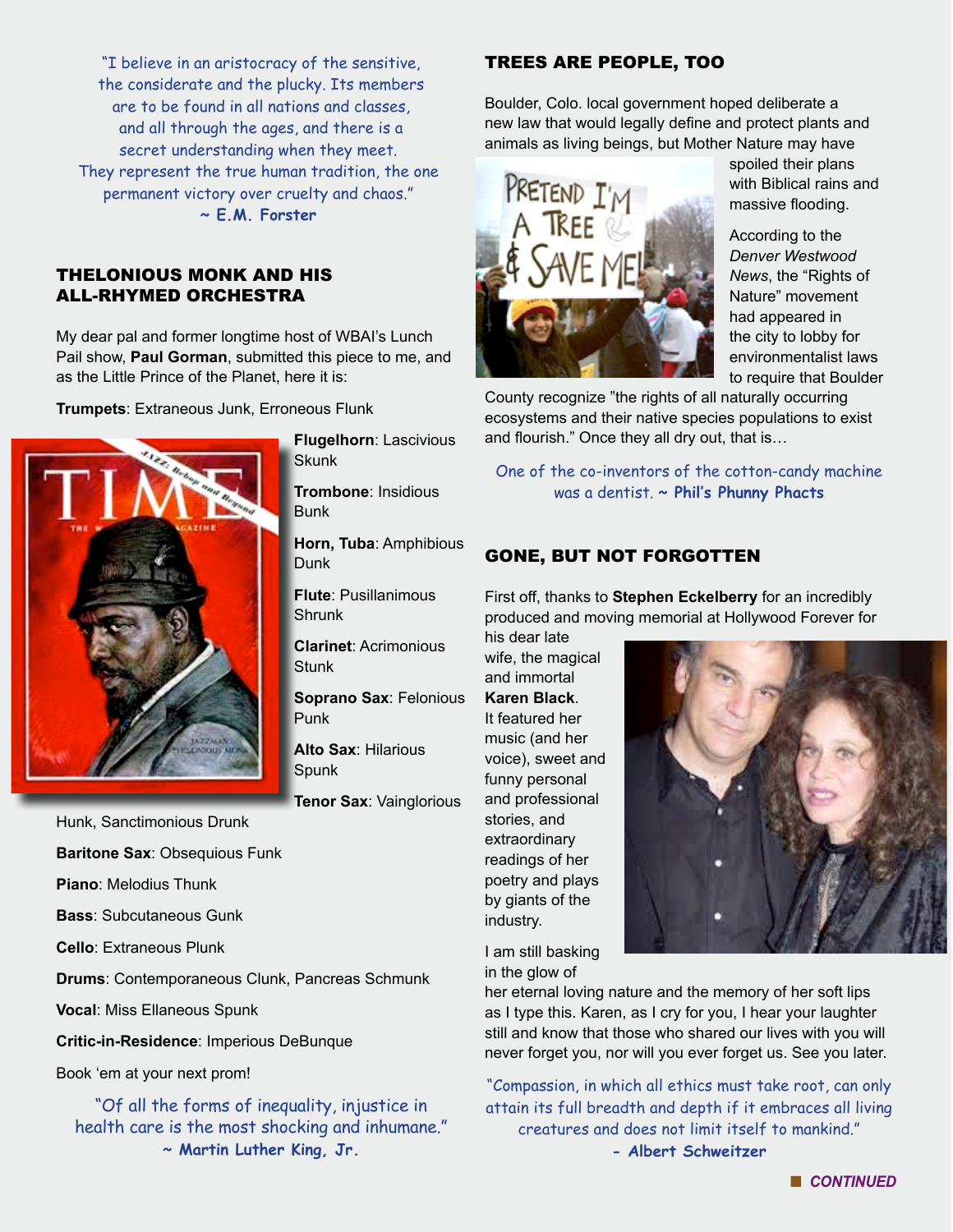"I believe in an aristocracy of the sensitive, the considerate and the plucky. Its members are to be found in all nations and classes, and all through the ages, and there is a secret understanding when they meet. They represent the true human tradition, the one permanent victory over cruelty and chaos."
**~ E.M. Forster**

## THELONIOUS MONK AND HIS ALL-RHYMED ORCHESTRA

My dear pal and former longtime host of WBAI's Lunch Pail show, **Paul Gorman**, submitted this piece to me, and as the Little Prince of the Planet, here it is:

**Trumpets**: Extraneous Junk, Erroneous Flunk

**Flugelhorn**: Lascivious Skunk

**Trombone**: Insidious Bunk

**Horn, Tuba**: Amphibious Dunk

**Flute**: Pusillanimous Shrunk

**Clarinet**: Acrimonious Stunk

**Soprano Sax**: Felonious Punk

**Alto Sax**: Hilarious Spunk

**Tenor Sax**: Vainglorious Hunk, Sanctimonious Drunk

**Baritone Sax**: Obsequious Funk

**Piano**: Melodius Thunk

**Bass**: Subcutaneous Gunk

**Cello**: Extraneous Plunk

**Drums**: Contemporaneous Clunk, Pancreas Schmunk

**Vocal**: Miss Ellaneous Spunk

**Critic-in-Residence**: Imperious DeBunque

Book 'em at your next prom!

"Of all the forms of inequality, injustice in health care is the most shocking and inhumane."
**~ Martin Luther King, Jr.**

## TREES ARE PEOPLE, TOO

Boulder, Colo. local government hoped deliberate a new law that would legally define and protect plants and animals as living beings, but Mother Nature may have spoiled their plans with Biblical rains and massive flooding.

According to the *Denver Westwood News*, the "Rights of Nature" movement had appeared in the city to lobby for environmentalist laws to require that Boulder County recognize "the rights of all naturally occurring ecosystems and their native species populations to exist and flourish." Once they all dry out, that is…

One of the co-inventors of the cotton-candy machine was a dentist. **~ Phil's Phunny Phacts**

## GONE, BUT NOT FORGOTTEN

First off, thanks to **Stephen Eckelberry** for an incredibly produced and moving memorial at Hollywood Forever for his dear late wife, the magical and immortal **Karen Black**. It featured her music (and her voice), sweet and funny personal and professional stories, and extraordinary readings of her poetry and plays by giants of the industry.

I am still basking in the glow of her eternal loving nature and the memory of her soft lips as I type this. Karen, as I cry for you, I hear your laughter still and know that those who shared our lives with you will never forget you, nor will you ever forget us. See you later.

"Compassion, in which all ethics must take root, can only attain its full breadth and depth if it embraces all living creatures and does not limit itself to mankind."
**- Albert Schweitzer**

***CONTINUED***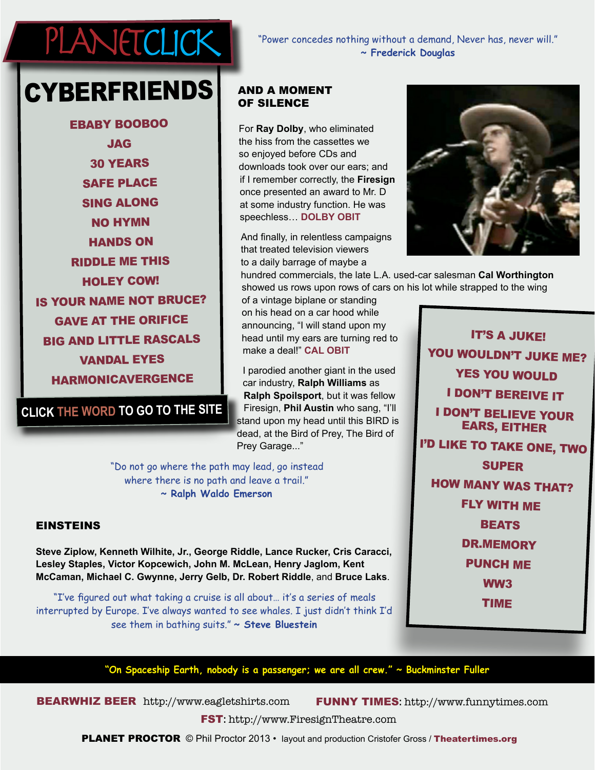# PLANETCLICK

"Power concedes nothing without a demand, Never has, never will."
~ **Frederick Douglas**

## CYBERFRIENDS

EBABY BOOBOO
JAG
30 YEARS
SAFE PLACE
SING ALONG
NO HYMN
HANDS ON
RIDDLE ME THIS
HOLEY COW!
IS YOUR NAME NOT BRUCE?
GAVE AT THE ORIFICE
BIG AND LITTLE RASCALS
VANDAL EYES
HARMONICAVERGENCE

**CLICK THE WORD TO GO TO THE SITE**

### AND A MOMENT OF SILENCE

For **Ray Dolby**, who eliminated the hiss from the cassettes we so enjoyed before CDs and downloads took over our ears; and if I remember correctly, the **Firesign** once presented an award to Mr. D at some industry function. He was speechless… DOLBY OBIT

And finally, in relentless campaigns that treated television viewers to a daily barrage of maybe a hundred commercials, the late L.A. used-car salesman **Cal Worthington** showed us rows upon rows of cars on his lot while strapped to the wing of a vintage biplane or standing on his head on a car hood while announcing, "I will stand upon my head until my ears are turning red to make a deal!" CAL OBIT

I parodied another giant in the used car industry, **Ralph Williams** as **Ralph Spoilsport**, but it was fellow Firesign, **Phil Austin** who sang, "I'll stand upon my head until this BIRD is dead, at the Bird of Prey, The Bird of Prey Garage..."

IT'S A JUKE!
YOU WOULDN'T JUKE ME?
YES YOU WOULD
I DON'T BEREIVE IT
I DON'T BELIEVE YOUR EARS, EITHER
I'D LIKE TO TAKE ONE, TWO
SUPER
HOW MANY WAS THAT?
FLY WITH ME
BEATS
DR.MEMORY
PUNCH ME
WW3
TIME

"Do not go where the path may lead, go instead where there is no path and leave a trail."
~ **Ralph Waldo Emerson**

### EINSTEINS

**Steve Ziplow, Kenneth Wilhite, Jr., George Riddle, Lance Rucker, Cris Caracci, Lesley Staples, Victor Kopcewich, John M. McLean, Henry Jaglom, Kent McCaman, Michael C. Gwynne, Jerry Gelb, Dr. Robert Riddle**, and **Bruce Laks**.

"I've figured out what taking a cruise is all about… it's a series of meals interrupted by Europe. I've always wanted to see whales. I just didn't think I'd see them in bathing suits." ~ **Steve Bluestein**

"On Spaceship Earth, nobody is a passenger; we are all crew." ~ Buckminster Fuller

**BEARWHIZ BEER** http://www.eagletshirts.com **FUNNY TIMES**: http://www.funnytimes.com
**FST**: http://www.FiresignTheatre.com

**PLANET PROCTOR** © Phil Proctor 2013 • layout and production Cristofer Gross / **Theatertimes.org**